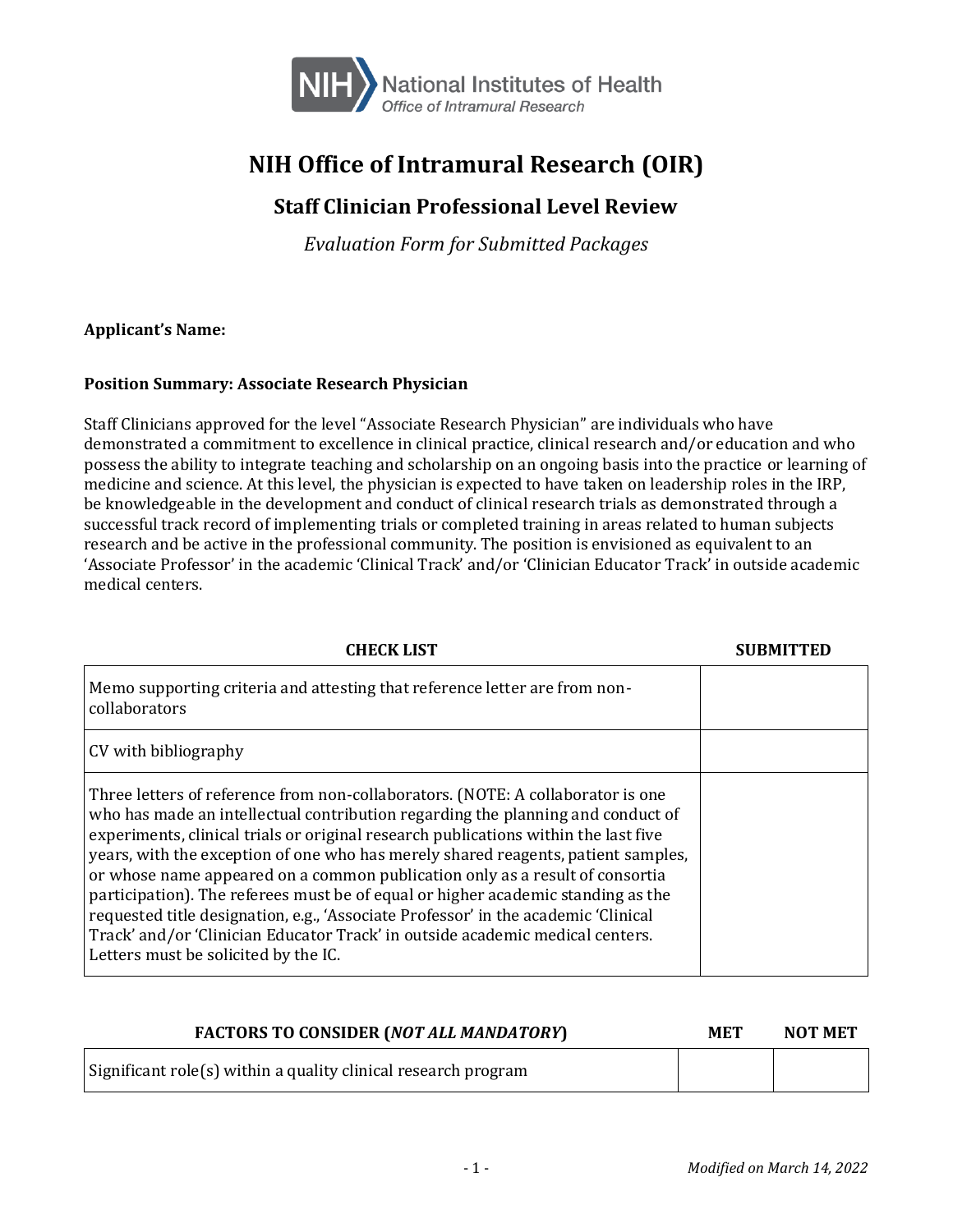NIH National Institutes of Health
*Office of Intramural Research*

# NIH Office of Intramural Research (OIR)

## Staff Clinician Professional Level Review

*Evaluation Form for Submitted Packages*

**Applicant's Name:**

**Position Summary: Associate Research Physician**

Staff Clinicians approved for the level "Associate Research Physician" are individuals who have demonstrated a commitment to excellence in clinical practice, clinical research and/or education and who possess the ability to integrate teaching and scholarship on an ongoing basis into the practice or learning of medicine and science. At this level, the physician is expected to have taken on leadership roles in the IRP, be knowledgeable in the development and conduct of clinical research trials as demonstrated through a successful track record of implementing trials or completed training in areas related to human subjects research and be active in the professional community. The position is envisioned as equivalent to an 'Associate Professor' in the academic 'Clinical Track' and/or 'Clinician Educator Track' in outside academic medical centers.

| CHECK LIST | SUBMITTED |
|---|---|
| Memo supporting criteria and attesting that reference letter are from non-collaborators | |
| CV with bibliography | |
| Three letters of reference from non-collaborators. (NOTE: A collaborator is one who has made an intellectual contribution regarding the planning and conduct of experiments, clinical trials or original research publications within the last five years, with the exception of one who has merely shared reagents, patient samples, or whose name appeared on a common publication only as a result of consortia participation). The referees must be of equal or higher academic standing as the requested title designation, e.g., 'Associate Professor' in the academic 'Clinical Track' and/or 'Clinician Educator Track' in outside academic medical centers. Letters must be solicited by the IC. | |

| FACTORS TO CONSIDER (*NOT ALL MANDATORY*) | MET | NOT MET |
|---|---|---|
| Significant role(s) within a quality clinical research program | | |

*Modified on March 14, 2022*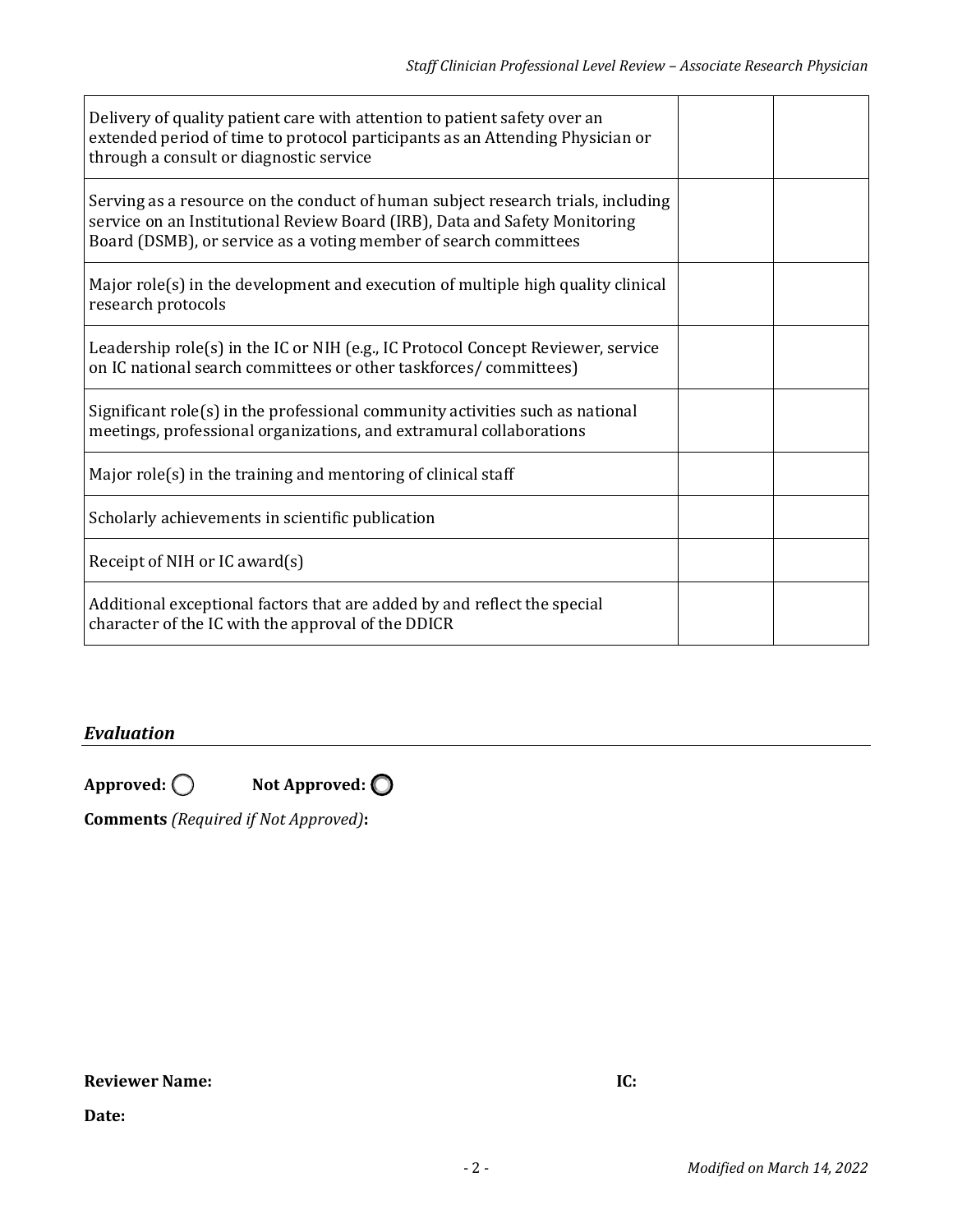| | | |
|---|---|---|
| Delivery of quality patient care with attention to patient safety over an extended period of time to protocol participants as an Attending Physician or through a consult or diagnostic service | | |
| Serving as a resource on the conduct of human subject research trials, including service on an Institutional Review Board (IRB), Data and Safety Monitoring Board (DSMB), or service as a voting member of search committees | | |
| Major role(s) in the development and execution of multiple high quality clinical research protocols | | |
| Leadership role(s) in the IC or NIH (e.g., IC Protocol Concept Reviewer, service on IC national search committees or other taskforces/ committees) | | |
| Significant role(s) in the professional community activities such as national meetings, professional organizations, and extramural collaborations | | |
| Major role(s) in the training and mentoring of clinical staff | | |
| Scholarly achievements in scientific publication | | |
| Receipt of NIH or IC award(s) | | |
| Additional exceptional factors that are added by and reflect the special character of the IC with the approval of the DDICR | | |

### *Evaluation*

**Approved:** ◯ **Not Approved:** ◯

**Comments** *(Required if Not Approved)***:**

**Reviewer Name:** **IC:**

**Date:**